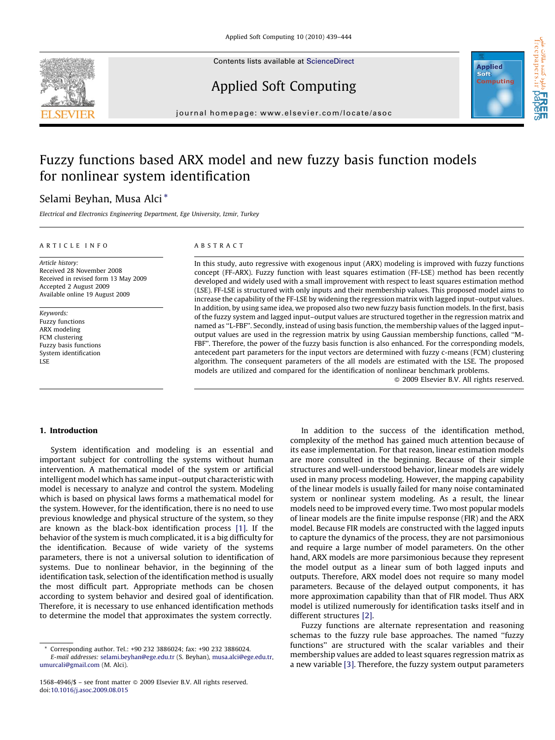# Fuzzy functions based ARX model and new fuzzy basis function models for nonlinear system identification

Selami Beyhan, Musa Alci *

*Electrical and Electronics Engineering Department, Ege University, Izmir, Turkey*

---

**ARTICLE INFO**

*Article history:*
Received 28 November 2008
Received in revised form 13 May 2009
Accepted 2 August 2009
Available online 19 August 2009

*Keywords:*
Fuzzy functions
ARX modeling
FCM clustering
Fuzzy basis functions
System identification
LSE

**ABSTRACT**

In this study, auto regressive with exogenous input (ARX) modeling is improved with fuzzy functions concept (FF-ARX). Fuzzy function with least squares estimation (FF-LSE) method has been recently developed and widely used with a small improvement with respect to least squares estimation method (LSE). FF-LSE is structured with only inputs and their membership values. This proposed model aims to increase the capability of the FF-LSE by widening the regression matrix with lagged input–output values. In addition, by using same idea, we proposed also two new fuzzy basis function models. In the first, basis of the fuzzy system and lagged input–output values are structured together in the regression matrix and named as "L-FBF". Secondly, instead of using basis function, the membership values of the lagged input–output values are used in the regression matrix by using Gaussian membership functions, called "M-FBF". Therefore, the power of the fuzzy basis function is also enhanced. For the corresponding models, antecedent part parameters for the input vectors are determined with fuzzy c-means (FCM) clustering algorithm. The consequent parameters of the all models are estimated with the LSE. The proposed models are utilized and compared for the identification of nonlinear benchmark problems.

© 2009 Elsevier B.V. All rights reserved.

---

## 1. Introduction

System identification and modeling is an essential and important subject for controlling the systems without human intervention. A mathematical model of the system or artificial intelligent model which has same input–output characteristic with model is necessary to analyze and control the system. Modeling which is based on physical laws forms a mathematical model for the system. However, for the identification, there is no need to use previous knowledge and physical structure of the system, so they are known as the black-box identification process [1]. If the behavior of the system is much complicated, it is a big difficulty for the identification. Because of wide variety of the systems parameters, there is not a universal solution to identification of systems. Due to nonlinear behavior, in the beginning of the identification task, selection of the identification method is usually the most difficult part. Appropriate methods can be chosen according to system behavior and desired goal of identification. Therefore, it is necessary to use enhanced identification methods to determine the model that approximates the system correctly.

In addition to the success of the identification method, complexity of the method has gained much attention because of its ease implementation. For that reason, linear estimation models are more consulted in the beginning. Because of their simple structures and well-understood behavior, linear models are widely used in many process modeling. However, the mapping capability of the linear models is usually failed for many noise contaminated system or nonlinear system modeling. As a result, the linear models need to be improved every time. Two most popular models of linear models are the finite impulse response (FIR) and the ARX model. Because FIR models are constructed with the lagged inputs to capture the dynamics of the process, they are not parsimonious and require a large number of model parameters. On the other hand, ARX models are more parsimonious because they represent the model output as a linear sum of both lagged inputs and outputs. Therefore, ARX model does not require so many model parameters. Because of the delayed output components, it has more approximation capability than that of FIR model. Thus ARX model is utilized numerously for identification tasks itself and in different structures [2].

Fuzzy functions are alternate representation and reasoning schemas to the fuzzy rule base approaches. The named "fuzzy functions" are structured with the scalar variables and their membership values are added to least squares regression matrix as a new variable [3]. Therefore, the fuzzy system output parameters

---

\* Corresponding author. Tel.: +90 232 3886024; fax: +90 232 3886024.
*E-mail addresses:* selami.beyhan@ege.edu.tr (S. Beyhan), musa.alci@ege.edu.tr, umurcali@gmail.com (M. Alci).

1568-4946/$ – see front matter © 2009 Elsevier B.V. All rights reserved.
doi:10.1016/j.asoc.2009.08.015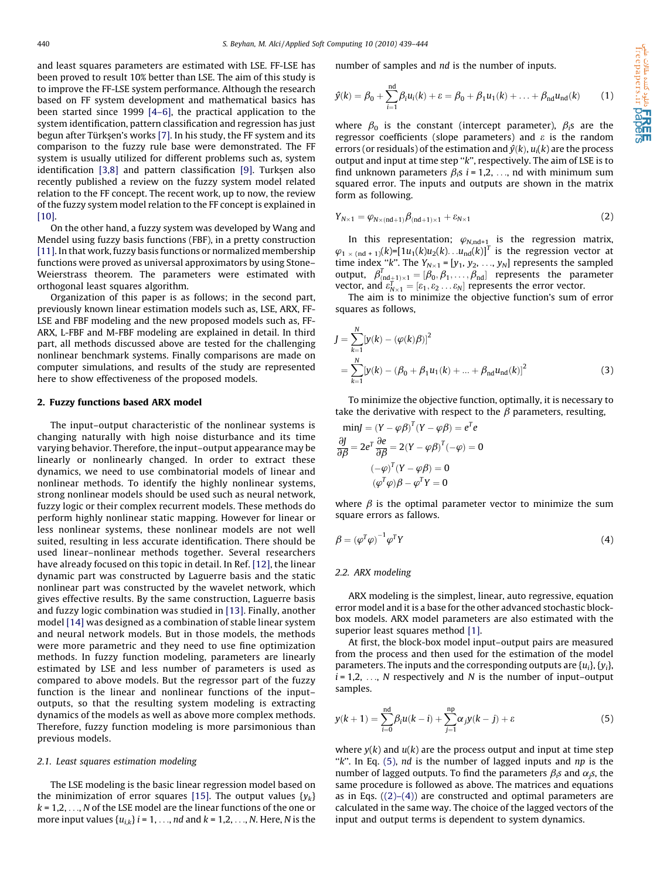and least squares parameters are estimated with LSE. FF-LSE has been proved to result 10% better than LSE. The aim of this study is to improve the FF-LSE system performance. Although the research based on FF system development and mathematical basics has been started since 1999 [4–6], the practical application to the system identification, pattern classification and regression has just begun after Türkşen's works [7]. In his study, the FF system and its comparison to the fuzzy rule base were demonstrated. The FF system is usually utilized for different problems such as, system identification [3,8] and pattern classification [9]. Turkşen also recently published a review on the fuzzy system model related relation to the FF concept. The recent work, up to now, the review of the fuzzy system model relation to the FF concept is explained in [10].

On the other hand, a fuzzy system was developed by Wang and Mendel using fuzzy basis functions (FBF), in a pretty construction [11]. In that work, fuzzy basis functions or normalized membership functions were proved as universal approximators by using Stone–Weierstrass theorem. The parameters were estimated with orthogonal least squares algorithm.

Organization of this paper is as follows; in the second part, previously known linear estimation models such as, LSE, ARX, FF-LSE and FBF modeling and the new proposed models such as, FF-ARX, L-FBF and M-FBF modeling are explained in detail. In third part, all methods discussed above are tested for the challenging nonlinear benchmark systems. Finally comparisons are made on computer simulations, and results of the study are represented here to show effectiveness of the proposed models.

## 2. Fuzzy functions based ARX model

The input–output characteristic of the nonlinear systems is changing naturally with high noise disturbance and its time varying behavior. Therefore, the input–output appearance may be linearly or nonlinearly changed. In order to extract these dynamics, we need to use combinatorial models of linear and nonlinear methods. To identify the highly nonlinear systems, strong nonlinear models should be used such as neural network, fuzzy logic or their complex recurrent models. These methods do perform highly nonlinear static mapping. However for linear or less nonlinear systems, these nonlinear models are not well suited, resulting in less accurate identification. There should be used linear–nonlinear methods together. Several researchers have already focused on this topic in detail. In Ref. [12], the linear dynamic part was constructed by Laguerre basis and the static nonlinear part was constructed by the wavelet network, which gives effective results. By the same construction, Laguerre basis and fuzzy logic combination was studied in [13]. Finally, another model [14] was designed as a combination of stable linear system and neural network models. But in those models, the methods were more parametric and they need to use fine optimization methods. In fuzzy function modeling, parameters are linearly estimated by LSE and less number of parameters is used as compared to above models. But the regressor part of the fuzzy function is the linear and nonlinear functions of the input–outputs, so that the resulting system modeling is extracting dynamics of the models as well as above more complex methods. Therefore, fuzzy function modeling is more parsimonious than previous models.

### 2.1. Least squares estimation modeling

The LSE modeling is the basic linear regression model based on the minimization of error squares [15]. The output values $\{y_k\}$ $k = 1,2, \ldots, N$ of the LSE model are the linear functions of the one or more input values $\{u_{i,k}\}$ $i = 1, \ldots, nd$ and $k = 1,2, \ldots, N$. Here, $N$ is the number of samples and $nd$ is the number of inputs.

$$\hat{y}(k) = \beta_0 + \sum_{i=1}^{\mathrm{nd}} \beta_i u_i(k) + \varepsilon = \beta_0 + \beta_1 u_1(k) + \ldots + \beta_{\mathrm{nd}} u_{\mathrm{nd}}(k) \tag{1}$$

where $\beta_0$ is the constant (intercept parameter), $\beta_i$s are the regressor coefficients (slope parameters) and $\varepsilon$ is the random errors (or residuals) of the estimation and $\hat{y}(k)$, $u_i(k)$ are the process output and input at time step "$k$", respectively. The aim of LSE is to find unknown parameters $\beta_i$s $i = 1,2, \ldots,$ nd with minimum sum squared error. The inputs and outputs are shown in the matrix form as following.

$$Y_{N\times 1} = \varphi_{N\times(\mathrm{nd}+1)}\beta_{(\mathrm{nd}+1)\times 1} + \varepsilon_{N\times 1} \tag{2}$$

In this representation; $\varphi_{N,\mathrm{nd}+1}$ is the regression matrix, $\varphi_{1\times(\mathrm{nd}+1)}(k)=[1 u_1(k) u_2(k) \ldots u_{\mathrm{nd}}(k)]^T$ is the regression vector at time index "$k$". The $Y_{N\times 1} = [y_1, y_2, \ldots, y_N]$ represents the sampled output, $\beta^T_{(\mathrm{nd}+1)\times 1} = [\beta_0, \beta_1, \ldots, \beta_{\mathrm{nd}}]$ represents the parameter vector, and $\varepsilon^T_{N\times 1} = [\varepsilon_1, \varepsilon_2 \ldots \varepsilon_N]$ represents the error vector.

The aim is to minimize the objective function's sum of error squares as follows,

$$J = \sum_{k=1}^{N} [y(k) - (\varphi(k)\beta)]^2$$
$$= \sum_{k=1}^{N} [y(k) - (\beta_0 + \beta_1 u_1(k) + \ldots + \beta_{\mathrm{nd}} u_{\mathrm{nd}}(k)]^2 \tag{3}$$

To minimize the objective function, optimally, it is necessary to take the derivative with respect to the $\beta$ parameters, resulting,

$$\min J = (Y - \varphi\beta)^T (Y - \varphi\beta) = e^T e$$
$$\frac{\partial J}{\partial \beta} = 2e^T \frac{\partial e}{\partial \beta} = 2(Y - \varphi\beta)^T(-\varphi) = 0$$
$$(-\varphi)^T (Y - \varphi\beta) = 0$$
$$(\varphi^T \varphi)\beta - \varphi^T Y = 0$$

where $\beta$ is the optimal parameter vector to minimize the sum square errors as fallows.

$$\beta = (\varphi^T \varphi)^{-1} \varphi^T Y \tag{4}$$

### 2.2. ARX modeling

ARX modeling is the simplest, linear, auto regressive, equation error model and it is a base for the other advanced stochastic block-box models. ARX model parameters are also estimated with the superior least squares method [1].

At first, the block-box model input–output pairs are measured from the process and then used for the estimation of the model parameters. The inputs and the corresponding outputs are $\{u_i\}$, $\{y_i\}$, $i = 1,2, \ldots, N$ respectively and $N$ is the number of input–output samples.

$$y(k+1) = \sum_{i=0}^{\mathrm{nd}} \beta_i u(k-i) + \sum_{j=1}^{\mathrm{np}} \alpha_j y(k-j) + \varepsilon \tag{5}$$

where $y(k)$ and $u(k)$ are the process output and input at time step "$k$". In Eq. (5), $nd$ is the number of lagged inputs and $np$ is the number of lagged outputs. To find the parameters $\beta_i$s and $\alpha_j$s, the same procedure is followed as above. The matrices and equations as in Eqs. ((2)–(4)) are constructed and optimal parameters are calculated in the same way. The choice of the lagged vectors of the input and output terms is dependent to system dynamics.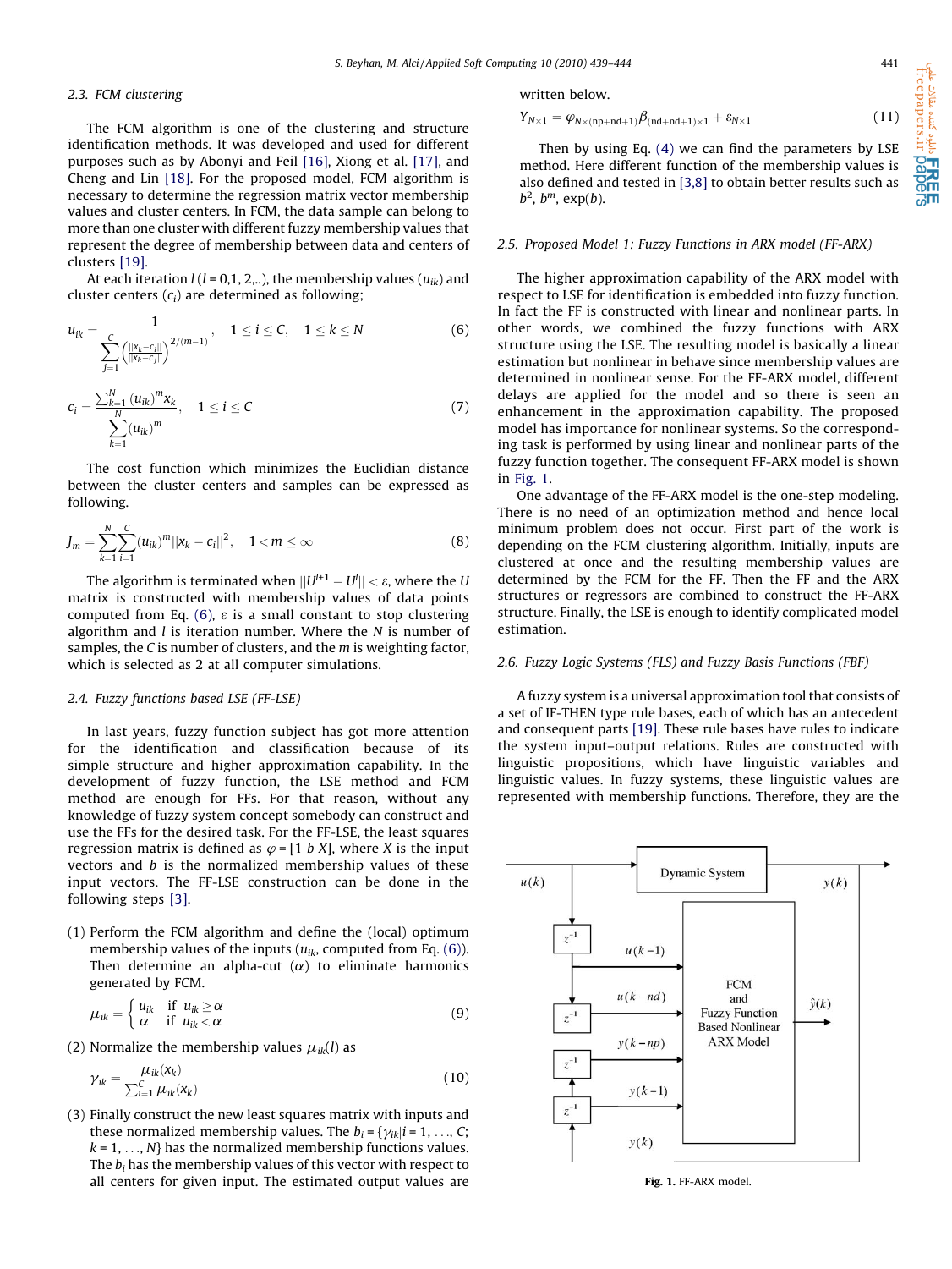### 2.3. FCM clustering

The FCM algorithm is one of the clustering and structure identification methods. It was developed and used for different purposes such as by Abonyi and Feil [16], Xiong et al. [17], and Cheng and Lin [18]. For the proposed model, FCM algorithm is necessary to determine the regression matrix vector membership values and cluster centers. In FCM, the data sample can belong to more than one cluster with different fuzzy membership values that represent the degree of membership between data and centers of clusters [19].

At each iteration $l$ ($l$ = 0,1, 2,..), the membership values ($u_{ik}$) and cluster centers ($c_i$) are determined as following;

$$u_{ik} = \frac{1}{\sum_{j=1}^{C}\left(\frac{\|x_k - c_i\|}{\|x_k - c_j\|}\right)^{2/(m-1)}}, \quad 1 \le i \le C, \quad 1 \le k \le N \tag{6}$$

$$c_i = \frac{\sum_{k=1}^{N}(u_{ik})^m x_k}{\sum_{k=1}^{N}(u_{ik})^m}, \quad 1 \le i \le C \tag{7}$$

The cost function which minimizes the Euclidian distance between the cluster centers and samples can be expressed as following.

$$J_m = \sum_{k=1}^{N}\sum_{i=1}^{C}(u_{ik})^m \|x_k - c_i\|^2, \quad 1 < m \le \infty \tag{8}$$

The algorithm is terminated when $\|U^{l+1} - U^l\| < \varepsilon$, where the $U$ matrix is constructed with membership values of data points computed from Eq. (6), $\varepsilon$ is a small constant to stop clustering algorithm and $l$ is iteration number. Where the $N$ is number of samples, the $C$ is number of clusters, and the $m$ is weighting factor, which is selected as 2 at all computer simulations.

### 2.4. Fuzzy functions based LSE (FF-LSE)

In last years, fuzzy function subject has got more attention for the identification and classification because of its simple structure and higher approximation capability. In the development of fuzzy function, the LSE method and FCM method are enough for FFs. For that reason, without any knowledge of fuzzy system concept somebody can construct and use the FFs for the desired task. For the FF-LSE, the least squares regression matrix is defined as $\varphi$ = [1 $b$ $X$], where $X$ is the input vectors and $b$ is the normalized membership values of these input vectors. The FF-LSE construction can be done in the following steps [3].

(1) Perform the FCM algorithm and define the (local) optimum membership values of the inputs ($u_{ik}$, computed from Eq. (6)). Then determine an alpha-cut ($\alpha$) to eliminate harmonics generated by FCM.

$$\mu_{ik} = \begin{cases} u_{ik} & \text{if } u_{ik} \ge \alpha \\ \alpha & \text{if } u_{ik} < \alpha \end{cases} \tag{9}$$

(2) Normalize the membership values $\mu_{ik}(l)$ as

$$\gamma_{ik} = \frac{\mu_{ik}(x_k)}{\sum_{i=1}^{C}\mu_{ik}(x_k)} \tag{10}$$

(3) Finally construct the new least squares matrix with inputs and these normalized membership values. The $b_i = \{\gamma_{ik} | i = 1, \ldots, C; k = 1, \ldots, N\}$ has the normalized membership functions values. The $b_i$ has the membership values of this vector with respect to all centers for given input. The estimated output values are written below.

$$Y_{N\times 1} = \varphi_{N\times(\text{np}+\text{nd}+1)}\beta_{(\text{nd}+\text{nd}+1)\times 1} + \varepsilon_{N\times 1} \tag{11}$$

Then by using Eq. (4) we can find the parameters by LSE method. Here different function of the membership values is also defined and tested in [3,8] to obtain better results such as $b^2$, $b^m$, exp($b$).

### 2.5. Proposed Model 1: Fuzzy Functions in ARX model (FF-ARX)

The higher approximation capability of the ARX model with respect to LSE for identification is embedded into fuzzy function. In fact the FF is constructed with linear and nonlinear parts. In other words, we combined the fuzzy functions with ARX structure using the LSE. The resulting model is basically a linear estimation but nonlinear in behave since membership values are determined in nonlinear sense. For the FF-ARX model, different delays are applied for the model and so there is seen an enhancement in the approximation capability. The proposed model has importance for nonlinear systems. So the corresponding task is performed by using linear and nonlinear parts of the fuzzy function together. The consequent FF-ARX model is shown in Fig. 1.

One advantage of the FF-ARX model is the one-step modeling. There is no need of an optimization method and hence local minimum problem does not occur. First part of the work is depending on the FCM clustering algorithm. Initially, inputs are clustered at once and the resulting membership values are determined by the FCM for the FF. Then the FF and the ARX structures or regressors are combined to construct the FF-ARX structure. Finally, the LSE is enough to identify complicated model estimation.

### 2.6. Fuzzy Logic Systems (FLS) and Fuzzy Basis Functions (FBF)

A fuzzy system is a universal approximation tool that consists of a set of IF-THEN type rule bases, each of which has an antecedent and consequent parts [19]. These rule bases have rules to indicate the system input–output relations. Rules are constructed with linguistic propositions, which have linguistic variables and linguistic values. In fuzzy systems, these linguistic values are represented with membership functions. Therefore, they are the

Fig. 1. FF-ARX model.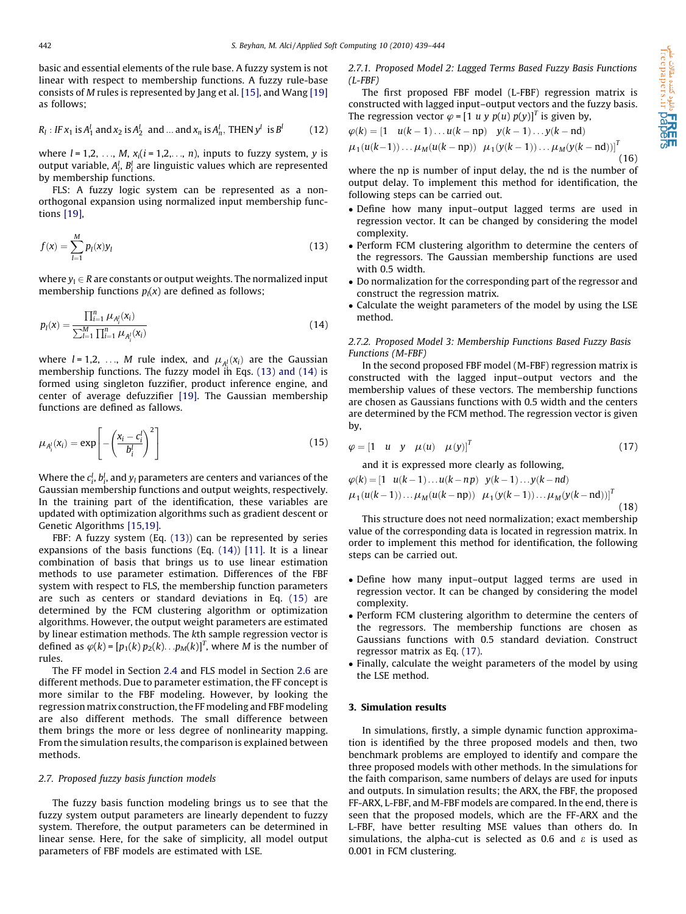basic and essential elements of the rule base. A fuzzy system is not linear with respect to membership functions. A fuzzy rule-base consists of $M$ rules is represented by Jang et al. [15], and Wang [19] as follows;

$$R_l : IF\ x_1 \text{ is } A_1^l \text{ and } x_2 \text{ is } A_2^l \text{ and} \ldots \text{and } x_n \text{ is } A_n^l, \text{ THEN } y^l \text{ is } B^l \tag{12}$$

where $l = 1,2, \ldots, M$, $x_i (i = 1,2,\ldots, n)$, inputs to fuzzy system, $y$ is output variable, $A_i^l$, $B_i^l$ are linguistic values which are represented by membership functions.

FLS: A fuzzy logic system can be represented as a non-orthogonal expansion using normalized input membership functions [19],

$$f(x) = \sum_{l=1}^{M} p_l(x) y_l \tag{13}$$

where $y_1 \in R$ are constants or output weights. The normalized input membership functions $p_l(x)$ are defined as follows;

$$p_l(x) = \frac{\prod_{i=1}^{n} \mu_{A_i^l}(x_i)}{\sum_{l=1}^{M} \prod_{i=1}^{n} \mu_{A_i^l}(x_i)} \tag{14}$$

where $l = 1,2, \ldots, M$ rule index, and $\mu_{A_i^l}(x_i)$ are the Gaussian membership functions. The fuzzy model in Eqs. (13) and (14) is formed using singleton fuzzifier, product inference engine, and center of average defuzzifier [19]. The Gaussian membership functions are defined as fallows.

$$\mu_{A_i^l}(x_i) = \exp\left[-\left(\frac{x_i - c_i^l}{b_i^l}\right)^2\right] \tag{15}$$

Where the $c_i^l$, $b_i^l$, and $y_l$ parameters are centers and variances of the Gaussian membership functions and output weights, respectively. In the training part of the identification, these variables are updated with optimization algorithms such as gradient descent or Genetic Algorithms [15,19].

FBF: A fuzzy system (Eq. (13)) can be represented by series expansions of the basis functions (Eq. (14)) [11]. It is a linear combination of basis that brings us to use linear estimation methods to use parameter estimation. Differences of the FBF system with respect to FLS, the membership function parameters are such as centers or standard deviations in Eq. (15) are determined by the FCM clustering algorithm or optimization algorithms. However, the output weight parameters are estimated by linear estimation methods. The $k$th sample regression vector is defined as $\varphi(k) = [p_1(k)\, p_2(k) \ldots p_M(k)]^T$, where $M$ is the number of rules.

The FF model in Section 2.4 and FLS model in Section 2.6 are different methods. Due to parameter estimation, the FF concept is more similar to the FBF modeling. However, by looking the regression matrix construction, the FF modeling and FBF modeling are also different methods. The small difference between them brings the more or less degree of nonlinearity mapping. From the simulation results, the comparison is explained between methods.

### *2.7. Proposed fuzzy basis function models*

The fuzzy basis function modeling brings us to see that the fuzzy system output parameters are linearly dependent to fuzzy system. Therefore, the output parameters can be determined in linear sense. Here, for the sake of simplicity, all model output parameters of FBF models are estimated with LSE.

#### *2.7.1. Proposed Model 2: Lagged Terms Based Fuzzy Basis Functions (L-FBF)*

The first proposed FBF model (L-FBF) regression matrix is constructed with lagged input–output vectors and the fuzzy basis. The regression vector $\varphi = [1\ u\ y\ p(u)\ p(y)]^T$ is given by,

$$\varphi(k) = [1 \quad u(k-1) \ldots u(k-\text{np}) \quad y(k-1) \ldots y(k-\text{nd}) \quad \mu_1(u(k-1)) \ldots \mu_M(u(k-\text{np})) \quad \mu_1(y(k-1)) \ldots \mu_M(y(k-\text{nd}))]^T \tag{16}$$

where the np is number of input delay, the nd is the number of output delay. To implement this method for identification, the following steps can be carried out.

- Define how many input–output lagged terms are used in regression vector. It can be changed by considering the model complexity.
- Perform FCM clustering algorithm to determine the centers of the regressors. The Gaussian membership functions are used with 0.5 width.
- Do normalization for the corresponding part of the regressor and construct the regression matrix.
- Calculate the weight parameters of the model by using the LSE method.

#### *2.7.2. Proposed Model 3: Membership Functions Based Fuzzy Basis Functions (M-FBF)*

In the second proposed FBF model (M-FBF) regression matrix is constructed with the lagged input–output vectors and the membership values of these vectors. The membership functions are chosen as Gaussians functions with 0.5 width and the centers are determined by the FCM method. The regression vector is given by,

$$\varphi = [1 \quad u \quad y \quad \mu(u) \quad \mu(y)]^T \tag{17}$$

and it is expressed more clearly as following,

$$\varphi(k) = [1 \quad u(k-1) \ldots u(k-np) \quad y(k-1) \ldots y(k-nd) \quad \mu_1(u(k-1)) \ldots \mu_M(u(k-\text{np})) \quad \mu_1(y(k-1)) \ldots \mu_M(y(k-\text{nd}))]^T \tag{18}$$

This structure does not need normalization; exact membership value of the corresponding data is located in regression matrix. In order to implement this method for identification, the following steps can be carried out.

- Define how many input–output lagged terms are used in regression vector. It can be changed by considering the model complexity.
- Perform FCM clustering algorithm to determine the centers of the regressors. The membership functions are chosen as Gaussians functions with 0.5 standard deviation. Construct regressor matrix as Eq. (17).
- Finally, calculate the weight parameters of the model by using the LSE method.

## 3. Simulation results

In simulations, firstly, a simple dynamic function approximation is identified by the three proposed models and then, two benchmark problems are employed to identify and compare the three proposed models with other methods. In the simulations for the faith comparison, same numbers of delays are used for inputs and outputs. In simulation results; the ARX, the FBF, the proposed FF-ARX, L-FBF, and M-FBF models are compared. In the end, there is seen that the proposed models, which are the FF-ARX and the L-FBF, have better resulting MSE values than others do. In simulations, the alpha-cut is selected as 0.6 and $\varepsilon$ is used as 0.001 in FCM clustering.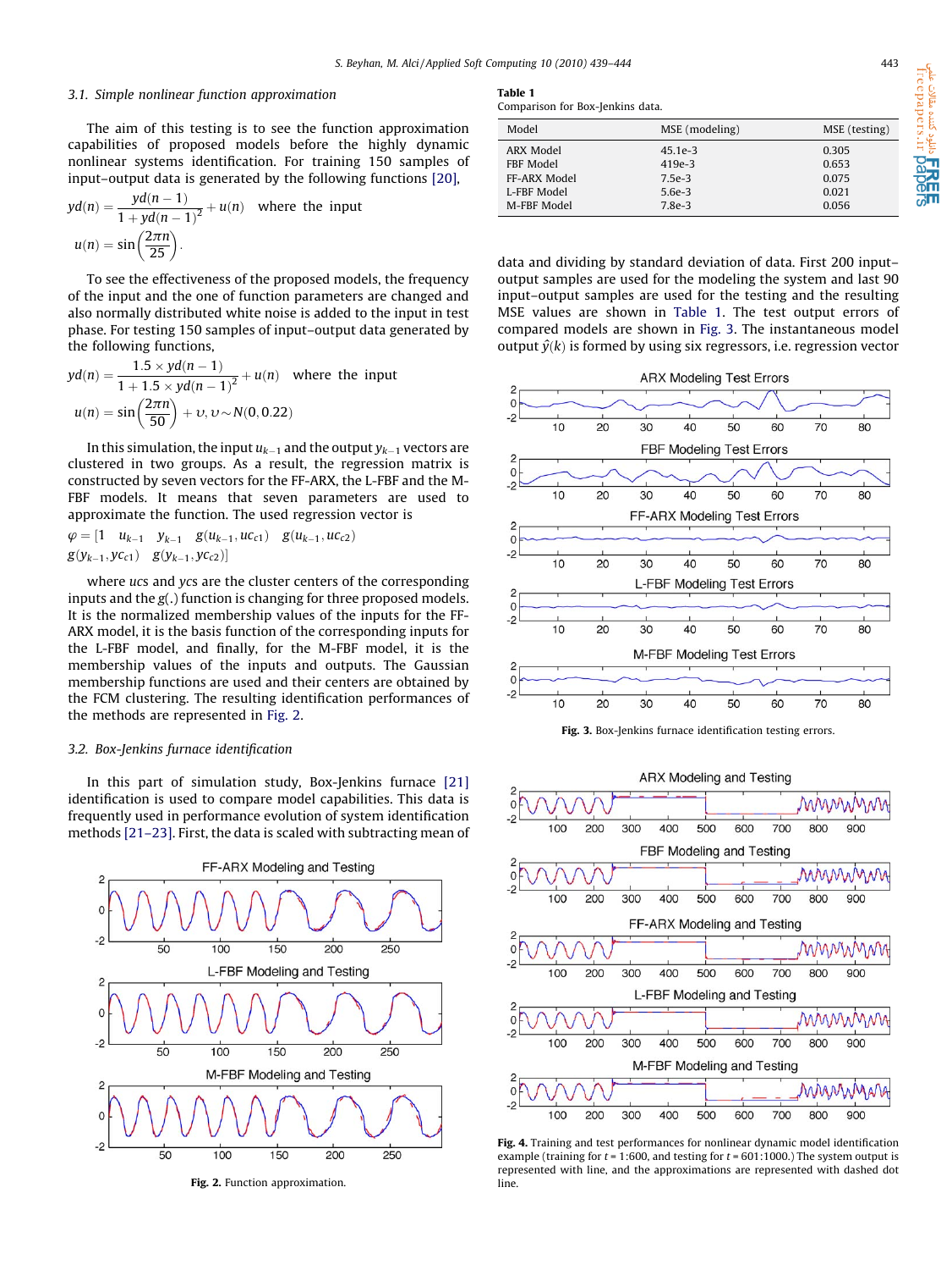### 3.1. Simple nonlinear function approximation

The aim of this testing is to see the function approximation capabilities of proposed models before the highly dynamic nonlinear systems identification. For training 150 samples of input–output data is generated by the following functions [20],

$$yd(n) = \frac{yd(n-1)}{1 + yd(n-1)^2} + u(n) \quad \text{where the input}$$

$$u(n) = \sin\left(\frac{2\pi n}{25}\right).$$

To see the effectiveness of the proposed models, the frequency of the input and the one of function parameters are changed and also normally distributed white noise is added to the input in test phase. For testing 150 samples of input–output data generated by the following functions,

$$yd(n) = \frac{1.5 \times yd(n-1)}{1 + 1.5 \times yd(n-1)^2} + u(n) \quad \text{where the input}$$

$$u(n) = \sin\left(\frac{2\pi n}{50}\right) + \upsilon, \upsilon \sim N(0, 0.22)$$

In this simulation, the input $u_{k-1}$ and the output $y_{k-1}$ vectors are clustered in two groups. As a result, the regression matrix is constructed by seven vectors for the FF-ARX, the L-FBF and the M-FBF models. It means that seven parameters are used to approximate the function. The used regression vector is

$$\varphi = [1 \quad u_{k-1} \quad y_{k-1} \quad g(u_{k-1}, uc_{c1}) \quad g(u_{k-1}, uc_{c2}) \quad g(y_{k-1}, yc_{c1}) \quad g(y_{k-1}, yc_{c2})]$$

where *ucs* and *ycs* are the cluster centers of the corresponding inputs and the $g(.)$ function is changing for three proposed models. It is the normalized membership values of the inputs for the FF-ARX model, it is the basis function of the corresponding inputs for the L-FBF model, and finally, for the M-FBF model, it is the membership values of the inputs and outputs. The Gaussian membership functions are used and their centers are obtained by the FCM clustering. The resulting identification performances of the methods are represented in Fig. 2.

Fig. 2. Function approximation.

### 3.2. Box-Jenkins furnace identification

In this part of simulation study, Box-Jenkins furnace [21] identification is used to compare model capabilities. This data is frequently used in performance evolution of system identification methods [21–23]. First, the data is scaled with subtracting mean of data and dividing by standard deviation of data. First 200 input–output samples are used for the modeling the system and last 90 input–output samples are used for the testing and the resulting MSE values are shown in Table 1. The test output errors of compared models are shown in Fig. 3. The instantaneous model output $\hat{y}(k)$ is formed by using six regressors, i.e. regression vector

**Table 1**
Comparison for Box-Jenkins data.

| Model | MSE (modeling) | MSE (testing) |
|---|---|---|
| ARX Model | 45.1e-3 | 0.305 |
| FBF Model | 419e-3 | 0.653 |
| FF-ARX Model | 7.5e-3 | 0.075 |
| L-FBF Model | 5.6e-3 | 0.021 |
| M-FBF Model | 7.8e-3 | 0.056 |

**Fig. 3.** Box-Jenkins furnace identification testing errors.

**Fig. 4.** Training and test performances for nonlinear dynamic model identification example (training for $t = 1{:}600$, and testing for $t = 601{:}1000$.) The system output is represented with line, and the approximations are represented with dashed dot line.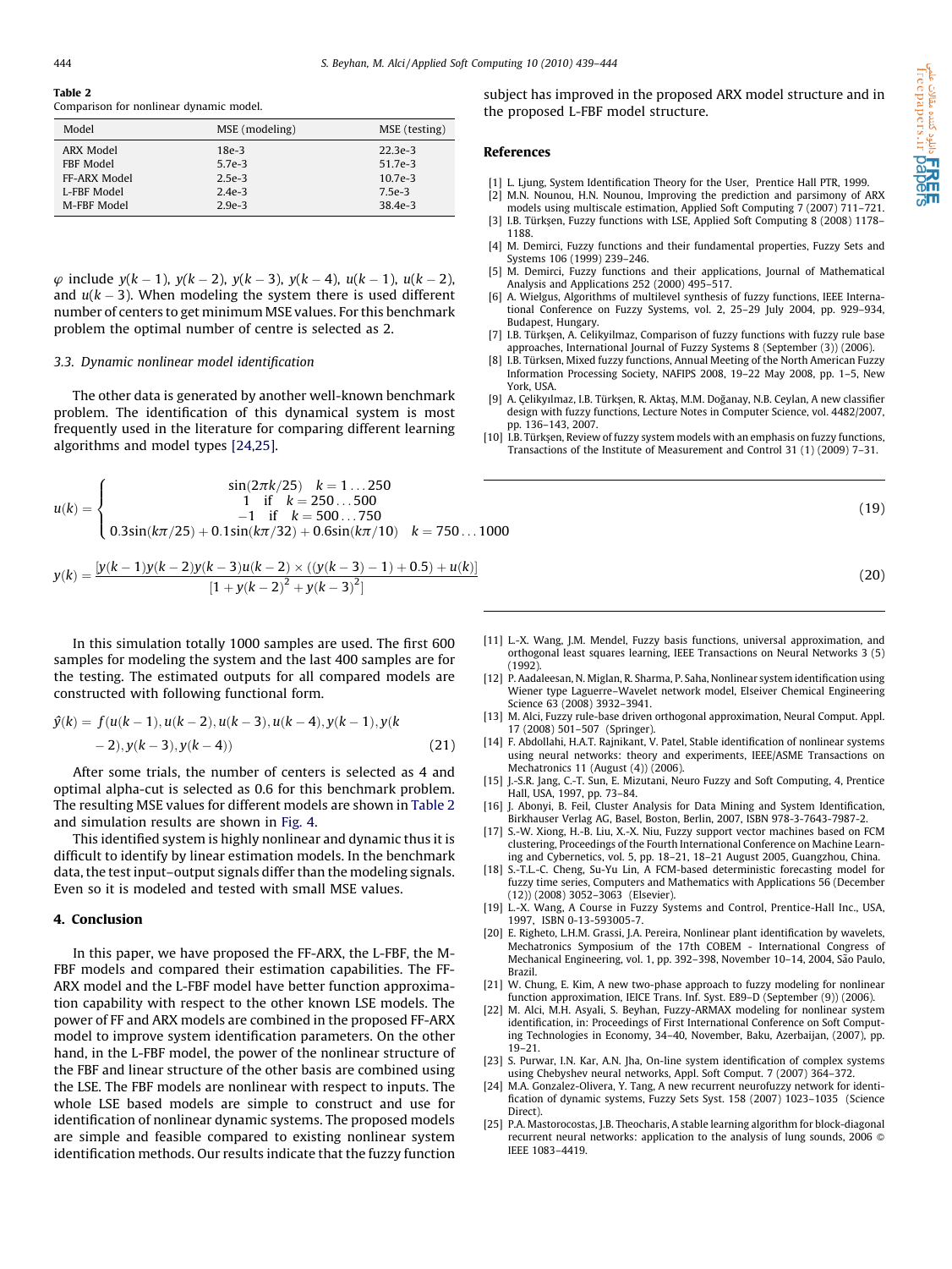**Table 2**
Comparison for nonlinear dynamic model.

| Model | MSE (modeling) | MSE (testing) |
|---|---|---|
| ARX Model | 18e-3 | 22.3e-3 |
| FBF Model | 5.7e-3 | 51.7e-3 |
| FF-ARX Model | 2.5e-3 | 10.7e-3 |
| L-FBF Model | 2.4e-3 | 7.5e-3 |
| M-FBF Model | 2.9e-3 | 38.4e-3 |

$\varphi$ include $y(k-1)$, $y(k-2)$, $y(k-3)$, $y(k-4)$, $u(k-1)$, $u(k-2)$, and $u(k-3)$. When modeling the system there is used different number of centers to get minimum MSE values. For this benchmark problem the optimal number of centre is selected as 2.

### 3.3. Dynamic nonlinear model identification

The other data is generated by another well-known benchmark problem. The identification of this dynamical system is most frequently used in the literature for comparing different learning algorithms and model types [24,25].

$$u(k)=\begin{cases} \sin(2\pi k/25) \quad k=1\ldots 250 \\ 1 \quad \text{if} \quad k=250\ldots 500 \\ -1 \quad \text{if} \quad k=500\ldots 750 \\ 0.3\sin(k\pi/25)+0.1\sin(k\pi/32)+0.6\sin(k\pi/10) \quad k=750\ldots 1000 \end{cases} \tag{19}$$

$$y(k)=\frac{[y(k-1)y(k-2)y(k-3)u(k-2)\times((y(k-3)-1)+0.5)+u(k)]}{[1+y(k-2)^2+y(k-3)^2]} \tag{20}$$

In this simulation totally 1000 samples are used. The first 600 samples for modeling the system and the last 400 samples are for the testing. The estimated outputs for all compared models are constructed with following functional form.

$$\hat{y}(k)=f(u(k-1),u(k-2),u(k-3),u(k-4),y(k-1),y(k-2),y(k-3),y(k-4)) \tag{21}$$

After some trials, the number of centers is selected as 4 and optimal alpha-cut is selected as 0.6 for this benchmark problem. The resulting MSE values for different models are shown in Table 2 and simulation results are shown in Fig. 4.

This identified system is highly nonlinear and dynamic thus it is difficult to identify by linear estimation models. In the benchmark data, the test input–output signals differ than the modeling signals. Even so it is modeled and tested with small MSE values.

## 4. Conclusion

In this paper, we have proposed the FF-ARX, the L-FBF, the M-FBF models and compared their estimation capabilities. The FF-ARX model and the L-FBF model have better function approximation capability with respect to the other known LSE models. The power of FF and ARX models are combined in the proposed FF-ARX model to improve system identification parameters. On the other hand, in the L-FBF model, the power of the nonlinear structure of the FBF and linear structure of the other basis are combined using the LSE. The FBF models are nonlinear with respect to inputs. The whole LSE based models are simple to construct and use for identification of nonlinear dynamic systems. The proposed models are simple and feasible compared to existing nonlinear system identification methods. Our results indicate that the fuzzy function subject has improved in the proposed ARX model structure and in the proposed L-FBF model structure.

## References

[1] L. Ljung, System Identification Theory for the User, Prentice Hall PTR, 1999.
[2] M.N. Nounou, H.N. Nounou, Improving the prediction and parsimony of ARX models using multiscale estimation, Applied Soft Computing 7 (2007) 711–721.
[3] I.B. Türkşen, Fuzzy functions with LSE, Applied Soft Computing 8 (2008) 1178–1188.
[4] M. Demirci, Fuzzy functions and their fundamental properties, Fuzzy Sets and Systems 106 (1999) 239–246.
[5] M. Demirci, Fuzzy functions and their applications, Journal of Mathematical Analysis and Applications 252 (2000) 495–517.
[6] A. Wielgus, Algorithms of multilevel synthesis of fuzzy functions, IEEE International Conference on Fuzzy Systems, vol. 2, 25–29 July 2004, pp. 929–934, Budapest, Hungary.
[7] I.B. Türkşen, A. Celikyilmaz, Comparison of fuzzy functions with fuzzy rule base approaches, International Journal of Fuzzy Systems 8 (September (3)) (2006).
[8] I.B. Türksen, Mixed fuzzy functions, Annual Meeting of the North American Fuzzy Information Processing Society, NAFIPS 2008, 19–22 May 2008, pp. 1–5, New York, USA.
[9] A. Çelikyılmaz, I.B. Türkşen, R. Aktaş, M.M. Doğanay, N.B. Ceylan, A new classifier design with fuzzy functions, Lecture Notes in Computer Science, vol. 4482/2007, pp. 136–143, 2007.
[10] I.B. Türkşen, Review of fuzzy system models with an emphasis on fuzzy functions, Transactions of the Institute of Measurement and Control 31 (1) (2009) 7–31.
[11] L.-X. Wang, J.M. Mendel, Fuzzy basis functions, universal approximation, and orthogonal least squares learning, IEEE Transactions on Neural Networks 3 (5) (1992).
[12] P. Aadaleesan, N. Miglan, R. Sharma, P. Saha, Nonlinear system identification using Wiener type Laguerre–Wavelet network model, Elseiver Chemical Engineering Science 63 (2008) 3932–3941.
[13] M. Alci, Fuzzy rule-base driven orthogonal approximation, Neural Comput. Appl. 17 (2008) 501–507 (Springer).
[14] F. Abdollahi, H.A.T. Rajnikant, V. Patel, Stable identification of nonlinear systems using neural networks: theory and experiments, IEEE/ASME Transactions on Mechatronics 11 (August (4)) (2006).
[15] J.-S.R. Jang, C.-T. Sun, E. Mizutani, Neuro Fuzzy and Soft Computing, 4, Prentice Hall, USA, 1997, pp. 73–84.
[16] J. Abonyi, B. Feil, Cluster Analysis for Data Mining and System Identification, Birkhauser Verlag AG, Basel, Boston, Berlin, 2007, ISBN 978-3-7643-7987-2.
[17] S.-W. Xiong, H.-B. Liu, X.-X. Niu, Fuzzy support vector machines based on FCM clustering, Proceedings of the Fourth International Conference on Machine Learning and Cybernetics, vol. 5, pp. 18–21, 18–21 August 2005, Guangzhou, China.
[18] S.-T.L.-C. Cheng, Su-Yu Lin, A FCM-based deterministic forecasting model for fuzzy time series, Computers and Mathematics with Applications 56 (December (12)) (2008) 3052–3063 (Elsevier).
[19] L.-X. Wang, A Course in Fuzzy Systems and Control, Prentice-Hall Inc., USA, 1997, ISBN 0-13-593005-7.
[20] E. Righeto, L.H.M. Grassi, J.A. Pereira, Nonlinear plant identification by wavelets, Mechatronics Symposium of the 17th COBEM - International Congress of Mechanical Engineering, vol. 1, pp. 392–398, November 10–14, 2004, São Paulo, Brazil.
[21] W. Chung, E. Kim, A new two-phase approach to fuzzy modeling for nonlinear function approximation, IEICE Trans. Inf. Syst. E89–D (September (9)) (2006).
[22] M. Alci, M.H. Asyali, S. Beyhan, Fuzzy-ARMAX modeling for nonlinear system identification, in: Proceedings of First International Conference on Soft Computing Technologies in Economy, 34–40, November, Baku, Azerbaijan, (2007), pp. 19–21.
[23] S. Purwar, I.N. Kar, A.N. Jha, On-line system identification of complex systems using Chebyshev neural networks, Appl. Soft Comput. 7 (2007) 364–372.
[24] M.A. Gonzalez-Olivera, Y. Tang, A new recurrent neurofuzzy network for identification of dynamic systems, Fuzzy Sets Syst. 158 (2007) 1023–1035 (Science Direct).
[25] P.A. Mastorocostas, J.B. Theocharis, A stable learning algorithm for block-diagonal recurrent neural networks: application to the analysis of lung sounds, 2006 © IEEE 1083–4419.